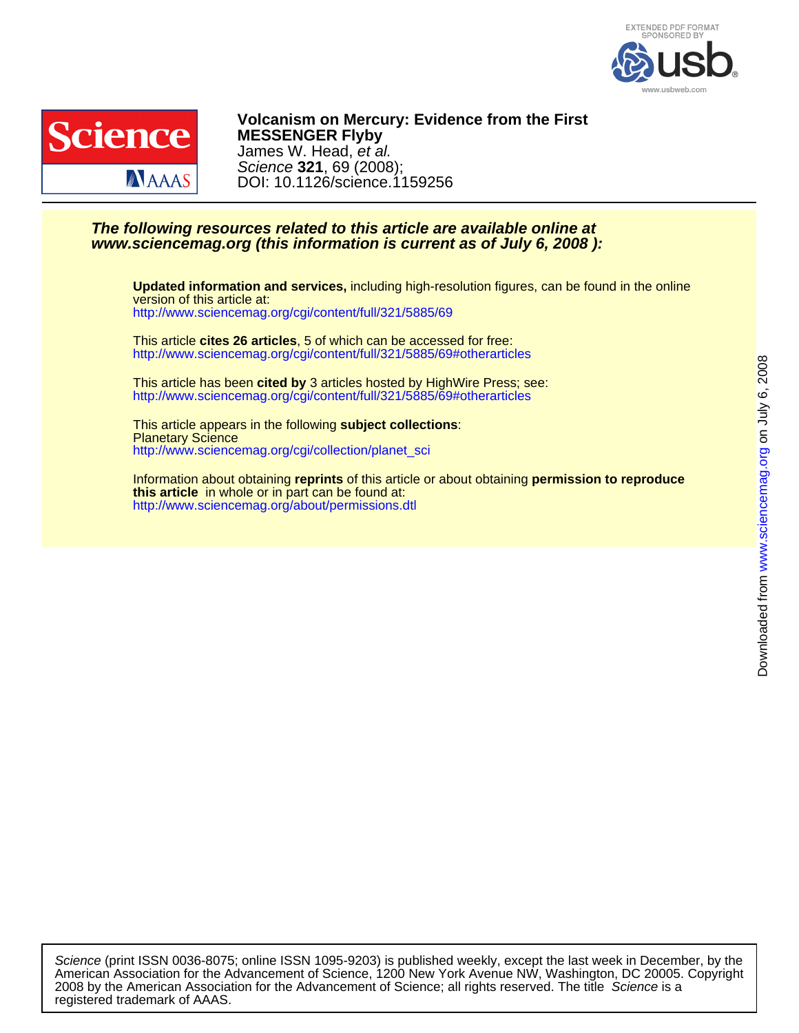EXTENDED PDF FORMAT SPONSORED BY usb www.usbweb.com

# Volcanism on Mercury: Evidence from the First MESSENGER Flyby

James W. Head, *et al.*

*Science* **321**, 69 (2008);
DOI: 10.1126/science.1159256

***The following resources related to this article are available online at www.sciencemag.org (this information is current as of July 6, 2008 ):***

**Updated information and services,** including high-resolution figures, can be found in the online version of this article at:
http://www.sciencemag.org/cgi/content/full/321/5885/69

This article **cites 26 articles**, 5 of which can be accessed for free:
http://www.sciencemag.org/cgi/content/full/321/5885/69#otherarticles

This article has been **cited by** 3 articles hosted by HighWire Press; see:
http://www.sciencemag.org/cgi/content/full/321/5885/69#otherarticles

This article appears in the following **subject collections**:
Planetary Science
http://www.sciencemag.org/cgi/collection/planet_sci

Information about obtaining **reprints** of this article or about obtaining **permission to reproduce this article** in whole or in part can be found at:
http://www.sciencemag.org/about/permissions.dtl

Downloaded from www.sciencemag.org on July 6, 2008

*Science* (print ISSN 0036-8075; online ISSN 1095-9203) is published weekly, except the last week in December, by the American Association for the Advancement of Science, 1200 New York Avenue NW, Washington, DC 20005. Copyright 2008 by the American Association for the Advancement of Science; all rights reserved. The title *Science* is a registered trademark of AAAS.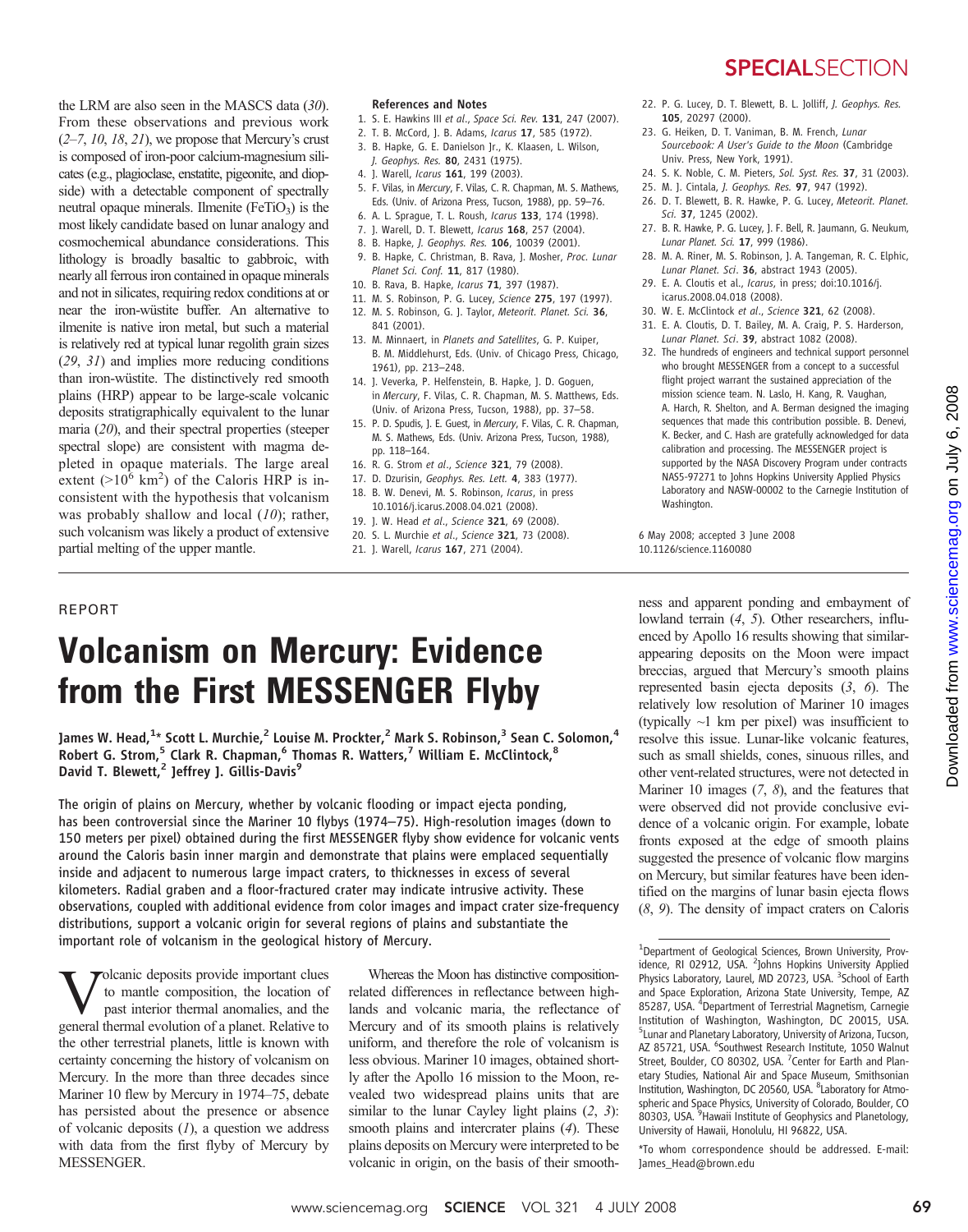the LRM are also seen in the MASCS data (30). From these observations and previous work (2–7, 10, 18, 21), we propose that Mercury's crust is composed of iron-poor calcium-magnesium silicates (e.g., plagioclase, enstatite, pigeonite, and diopside) with a detectable component of spectrally neutral opaque minerals. Ilmenite ($FeTiO_3$) is the most likely candidate based on lunar analogy and cosmochemical abundance considerations. This lithology is broadly basaltic to gabbroic, with nearly all ferrous iron contained in opaque minerals and not in silicates, requiring redox conditions at or near the iron-wüstite buffer. An alternative to ilmenite is native iron metal, but such a material is relatively red at typical lunar regolith grain sizes (29, 31) and implies more reducing conditions than iron-wüstite. The distinctively red smooth plains (HRP) appear to be large-scale volcanic deposits stratigraphically equivalent to the lunar maria (20), and their spectral properties (steeper spectral slope) are consistent with magma depleted in opaque materials. The large areal extent ($>10^6$ km$^2$) of the Caloris HRP is inconsistent with the hypothesis that volcanism was probably shallow and local (10); rather, such volcanism was likely a product of extensive partial melting of the upper mantle.

**References and Notes**

1. S. E. Hawkins III et al., *Space Sci. Rev.* **131**, 247 (2007).
2. T. B. McCord, J. B. Adams, *Icarus* **17**, 585 (1972).
3. B. Hapke, G. E. Danielson Jr., K. Klaasen, L. Wilson, *J. Geophys. Res.* **80**, 2431 (1975).
4. J. Warell, *Icarus* **161**, 199 (2003).
5. F. Vilas, in *Mercury*, F. Vilas, C. R. Chapman, M. S. Mathews, Eds. (Univ. of Arizona Press, Tucson, 1988), pp. 59–76.
6. A. L. Sprague, T. L. Roush, *Icarus* **133**, 174 (1998).
7. J. Warell, D. T. Blewett, *Icarus* **168**, 257 (2004).
8. B. Hapke, *J. Geophys. Res.* **106**, 10039 (2001).
9. B. Hapke, C. Christman, B. Rava, J. Mosher, *Proc. Lunar Planet Sci. Conf.* **11**, 817 (1980).
10. B. Rava, B. Hapke, *Icarus* **71**, 397 (1987).
11. M. S. Robinson, P. G. Lucey, *Science* **275**, 197 (1997).
12. M. S. Robinson, G. J. Taylor, *Meteorit. Planet. Sci.* **36**, 841 (2001).
13. M. Minnaert, in *Planets and Satellites*, G. P. Kuiper, B. M. Middlehurst, Eds. (Univ. of Chicago Press, Chicago, 1961), pp. 213–248.
14. J. Veverka, P. Helfenstein, B. Hapke, J. D. Goguen, in *Mercury*, F. Vilas, C. R. Chapman, M. S. Matthews, Eds. (Univ. of Arizona Press, Tucson, 1988), pp. 37–58.
15. P. D. Spudis, J. E. Guest, in *Mercury*, F. Vilas, C. R. Chapman, M. S. Mathews, Eds. (Univ. Arizona Press, Tucson, 1988), pp. 118–164.
16. R. G. Strom et al., *Science* **321**, 79 (2008).
17. D. Dzurisin, *Geophys. Res. Lett.* **4**, 383 (1977).
18. B. W. Denevi, M. S. Robinson, *Icarus*, in press 10.1016/j.icarus.2008.04.021 (2008).
19. J. W. Head et al., *Science* **321**, 69 (2008).
20. S. L. Murchie et al., *Science* **321**, 73 (2008).
21. J. Warell, *Icarus* **167**, 271 (2004).
22. P. G. Lucey, D. T. Blewett, B. L. Jolliff, *J. Geophys. Res.* **105**, 20297 (2000).
23. G. Heiken, D. T. Vaniman, B. M. French, *Lunar Sourcebook: A User's Guide to the Moon* (Cambridge Univ. Press, New York, 1991).
24. S. K. Noble, C. M. Pieters, *Sol. Syst. Res.* **37**, 31 (2003).
25. M. J. Cintala, *J. Geophys. Res.* **97**, 947 (1992).
26. D. T. Blewett, B. R. Hawke, P. G. Lucey, *Meteorit. Planet. Sci.* **37**, 1245 (2002).
27. B. R. Hawke, P. G. Lucey, J. F. Bell, R. Jaumann, G. Neukum, *Lunar Planet. Sci.* **17**, 999 (1986).
28. M. A. Riner, M. S. Robinson, J. A. Tangeman, R. C. Elphic, *Lunar Planet. Sci*. **36**, abstract 1943 (2005).
29. E. A. Cloutis et al., *Icarus*, in press; doi:10.1016/j.icarus.2008.04.018 (2008).
30. W. E. McClintock et al., *Science* **321**, 62 (2008).
31. E. A. Cloutis, D. T. Bailey, M. A. Craig, P. S. Harderson, *Lunar Planet. Sci*. **39**, abstract 1082 (2008).
32. The hundreds of engineers and technical support personnel who brought MESSENGER from a concept to a successful flight project warrant the sustained appreciation of the mission science team. N. Laslo, H. Kang, R. Vaughan, A. Harch, R. Shelton, and A. Berman designed the imaging sequences that made this contribution possible. B. Denevi, K. Becker, and C. Hash are gratefully acknowledged for data calibration and processing. The MESSENGER project is supported by the NASA Discovery Program under contracts NAS5-97271 to Johns Hopkins University Applied Physics Laboratory and NASW-00002 to the Carnegie Institution of Washington.

6 May 2008; accepted 3 June 2008
10.1126/science.1160080

REPORT

# Volcanism on Mercury: Evidence from the First MESSENGER Flyby

**James W. Head,[1]* Scott L. Murchie,[2] Louise M. Prockter,[2] Mark S. Robinson,[3] Sean C. Solomon,[4] Robert G. Strom,[5] Clark R. Chapman,[6] Thomas R. Watters,[7] William E. McClintock,[8] David T. Blewett,[2] Jeffrey J. Gillis-Davis[9]**

The origin of plains on Mercury, whether by volcanic flooding or impact ejecta ponding, has been controversial since the Mariner 10 flybys (1974–75). High-resolution images (down to 150 meters per pixel) obtained during the first MESSENGER flyby show evidence for volcanic vents around the Caloris basin inner margin and demonstrate that plains were emplaced sequentially inside and adjacent to numerous large impact craters, to thicknesses in excess of several kilometers. Radial graben and a floor-fractured crater may indicate intrusive activity. These observations, coupled with additional evidence from color images and impact crater size-frequency distributions, support a volcanic origin for several regions of plains and substantiate the important role of volcanism in the geological history of Mercury.

Volcanic deposits provide important clues to mantle composition, the location of past interior thermal anomalies, and the general thermal evolution of a planet. Relative to the other terrestrial planets, little is known with certainty concerning the history of volcanism on Mercury. In the more than three decades since Mariner 10 flew by Mercury in 1974–75, debate has persisted about the presence or absence of volcanic deposits (1), a question we address with data from the first flyby of Mercury by MESSENGER.

Whereas the Moon has distinctive composition-related differences in reflectance between highlands and volcanic maria, the reflectance of Mercury and of its smooth plains is relatively uniform, and therefore the role of volcanism is less obvious. Mariner 10 images, obtained shortly after the Apollo 16 mission to the Moon, revealed two widespread plains units that are similar to the lunar Cayley light plains (2, 3): smooth plains and intercrater plains (4). These plains deposits on Mercury were interpreted to be volcanic in origin, on the basis of their smoothness and apparent ponding and embayment of lowland terrain (4, 5). Other researchers, influenced by Apollo 16 results showing that similar-appearing deposits on the Moon were impact breccias, argued that Mercury's smooth plains represented basin ejecta deposits (3, 6). The relatively low resolution of Mariner 10 images (typically ~1 km per pixel) was insufficient to resolve this issue. Lunar-like volcanic features, such as small shields, cones, sinuous rilles, and other vent-related structures, were not detected in Mariner 10 images (7, 8), and the features that were observed did not provide conclusive evidence of a volcanic origin. For example, lobate fronts exposed at the edge of smooth plains suggested the presence of volcanic flow margins on Mercury, but similar features have been identified on the margins of lunar basin ejecta flows (8, 9). The density of impact craters on Caloris

[1]Department of Geological Sciences, Brown University, Providence, RI 02912, USA. [2]Johns Hopkins University Applied Physics Laboratory, Laurel, MD 20723, USA. [3]School of Earth and Space Exploration, Arizona State University, Tempe, AZ 85287, USA. [4]Department of Terrestrial Magnetism, Carnegie Institution of Washington, Washington, DC 20015, USA. [5]Lunar and Planetary Laboratory, University of Arizona, Tucson, AZ 85721, USA. [6]Southwest Research Institute, 1050 Walnut Street, Boulder, CO 80302, USA. [7]Center for Earth and Planetary Studies, National Air and Space Museum, Smithsonian Institution, Washington, DC 20560, USA. [8]Laboratory for Atmospheric and Space Physics, University of Colorado, Boulder, CO 80303, USA. [9]Hawaii Institute of Geophysics and Planetology, University of Hawaii, Honolulu, HI 96822, USA.

*To whom correspondence should be addressed. E-mail: James_Head@brown.edu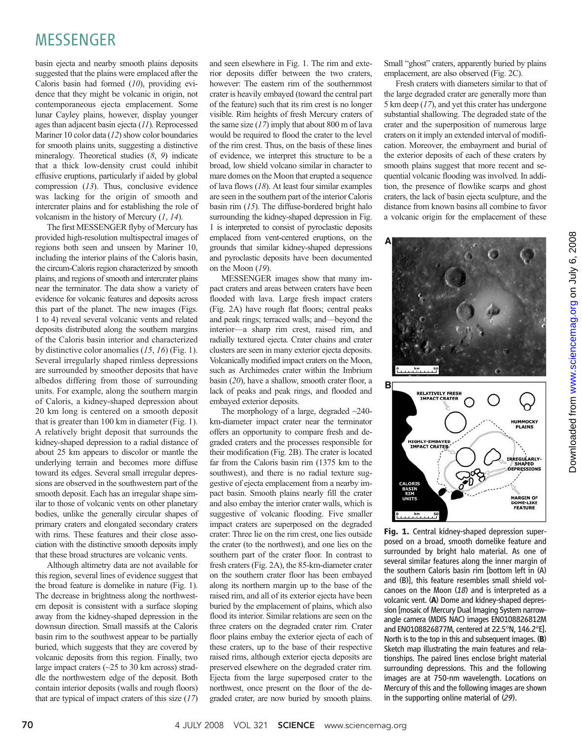basin ejecta and nearby smooth plains deposits suggested that the plains were emplaced after the Caloris basin had formed (*10*), providing evidence that they might be volcanic in origin, not contemporaneous ejecta emplacement. Some lunar Cayley plains, however, display younger ages than adjacent basin ejecta (*11*). Reprocessed Mariner 10 color data (*12*) show color boundaries for smooth plains units, suggesting a distinctive mineralogy. Theoretical studies (*8*, *9*) indicate that a thick low-density crust could inhibit effusive eruptions, particularly if aided by global compression (*13*). Thus, conclusive evidence was lacking for the origin of smooth and intercrater plains and for establishing the role of volcanism in the history of Mercury (*1*, *14*).

The first MESSENGER flyby of Mercury has provided high-resolution multispectral images of regions both seen and unseen by Mariner 10, including the interior plains of the Caloris basin, the circum-Caloris region characterized by smooth plains, and regions of smooth and intercrater plains near the terminator. The data show a variety of evidence for volcanic features and deposits across this part of the planet. The new images (Figs. 1 to 4) reveal several volcanic vents and related deposits distributed along the southern margins of the Caloris basin interior and characterized by distinctive color anomalies (*15*, *16*) (Fig. 1). Several irregularly shaped rimless depressions are surrounded by smoother deposits that have albedos differing from those of surrounding units. For example, along the southern margin of Caloris, a kidney-shaped depression about 20 km long is centered on a smooth deposit that is greater than 100 km in diameter (Fig. 1). A relatively bright deposit that surrounds the kidney-shaped depression to a radial distance of about 25 km appears to discolor or mantle the underlying terrain and becomes more diffuse toward its edges. Several small irregular depressions are observed in the southwestern part of the smooth deposit. Each has an irregular shape similar to those of volcanic vents on other planetary bodies, unlike the generally circular shapes of primary craters and elongated secondary craters with rims. These features and their close association with the distinctive smooth deposits imply that these broad structures are volcanic vents.

Although altimetry data are not available for this region, several lines of evidence suggest that the broad feature is domelike in nature (Fig. 1). The decrease in brightness along the northwestern deposit is consistent with a surface sloping away from the kidney-shaped depression in the downsun direction. Small massifs at the Caloris basin rim to the southwest appear to be partially buried, which suggests that they are covered by volcanic deposits from this region. Finally, two large impact craters (~25 to 30 km across) straddle the northwestern edge of the deposit. Both contain interior deposits (walls and rough floors) that are typical of impact craters of this size (*17*) and seen elsewhere in Fig. 1. The rim and exterior deposits differ between the two craters, however: The eastern rim of the southernmost crater is heavily embayed (toward the central part of the feature) such that its rim crest is no longer visible. Rim heights of fresh Mercury craters of the same size (*17*) imply that about 800 m of lava would be required to flood the crater to the level of the rim crest. Thus, on the basis of these lines of evidence, we interpret this structure to be a broad, low shield volcano similar in character to mare domes on the Moon that erupted a sequence of lava flows (*18*). At least four similar examples are seen in the southern part of the interior Caloris basin rim (*15*). The diffuse-bordered bright halo surrounding the kidney-shaped depression in Fig. 1 is interpreted to consist of pyroclastic deposits emplaced from vent-centered eruptions, on the grounds that similar kidney-shaped depressions and pyroclastic deposits have been documented on the Moon (*19*).

MESSENGER images show that many impact craters and areas between craters have been flooded with lava. Large fresh impact craters (Fig. 2A) have rough flat floors; central peaks and peak rings; terraced walls; and—beyond the interior—a sharp rim crest, raised rim, and radially textured ejecta. Crater chains and crater clusters are seen in many exterior ejecta deposits. Volcanically modified impact craters on the Moon, such as Archimedes crater within the Imbrium basin (*20*), have a shallow, smooth crater floor, a lack of peaks and peak rings, and flooded and embayed exterior deposits.

The morphology of a large, degraded ~240-km-diameter impact crater near the terminator offers an opportunity to compare fresh and degraded craters and the processes responsible for their modification (Fig. 2B). The crater is located far from the Caloris basin rim (1375 km to the southwest), and there is no radial texture suggestive of ejecta emplacement from a nearby impact basin. Smooth plains nearly fill the crater and also embay the interior crater walls, which is suggestive of volcanic flooding. Five smaller impact craters are superposed on the degraded crater: Three lie on the rim crest, one lies outside the crater (to the northwest), and one lies on the southern part of the crater floor. In contrast to fresh craters (Fig. 2A), the 85-km-diameter crater on the southern crater floor has been embayed along its northern margin up to the base of the raised rim, and all of its exterior ejecta have been buried by the emplacement of plains, which also flood its interior. Similar relations are seen on the three craters on the degraded crater rim. Crater floor plains embay the exterior ejecta of each of these craters, up to the base of their respective raised rims, although exterior ejecta deposits are preserved elsewhere on the degraded crater rim. Ejecta from the large superposed crater to the northwest, once present on the floor of the degraded crater, are now buried by smooth plains. Small "ghost" craters, apparently buried by plains emplacement, are also observed (Fig. 2C).

Fresh craters with diameters similar to that of the large degraded crater are generally more than 5 km deep (*17*), and yet this crater has undergone substantial shallowing. The degraded state of the crater and the superposition of numerous large craters on it imply an extended interval of modification. Moreover, the embayment and burial of the exterior deposits of each of these craters by smooth plains suggest that more recent and sequential volcanic flooding was involved. In addition, the presence of flowlike scarps and ghost craters, the lack of basin ejecta sculpture, and the distance from known basins all combine to favor a volcanic origin for the emplacement of these

**Fig. 1.** Central kidney-shaped depression superposed on a broad, smooth domelike feature and surrounded by bright halo material. As one of several similar features along the inner margin of the southern Caloris basin rim [bottom left in (A) and (B)], this feature resembles small shield volcanoes on the Moon (*18*) and is interpreted as a volcanic vent. (**A**) Dome and kidney-shaped depression [mosaic of Mercury Dual Imaging System narrow-angle camera (MDIS NAC) images EN0108826812M and EN0108826877M, centered at 22.5°N, 146.2°E]. North is to the top in this and subsequent images. (**B**) Sketch map illustrating the main features and relationships. The paired lines enclose bright material surrounding depressions. This and the following images are at 750-nm wavelength. Locations on Mercury of this and the following images are shown in the supporting online material of (*29*).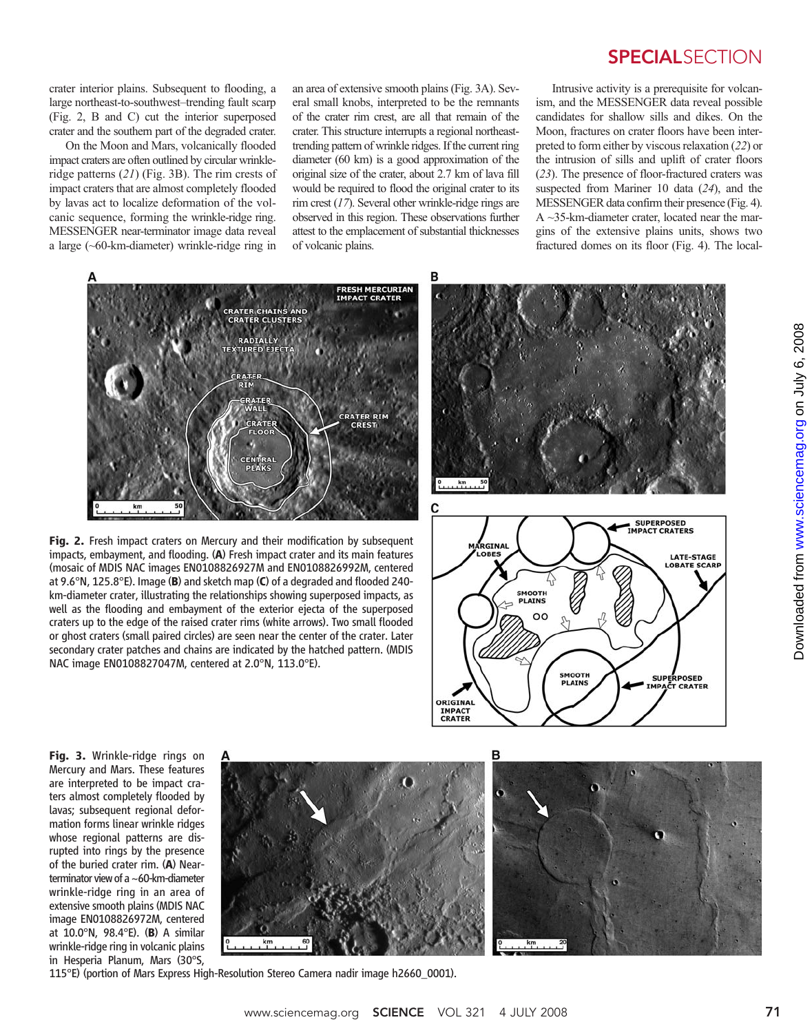crater interior plains. Subsequent to flooding, a large northeast-to-southwest–trending fault scarp (Fig. 2, B and C) cut the interior superposed crater and the southern part of the degraded crater.

On the Moon and Mars, volcanically flooded impact craters are often outlined by circular wrinkle-ridge patterns (*21*) (Fig. 3B). The rim crests of impact craters that are almost completely flooded by lavas act to localize deformation of the volcanic sequence, forming the wrinkle-ridge ring. MESSENGER near-terminator image data reveal a large (~60-km-diameter) wrinkle-ridge ring in an area of extensive smooth plains (Fig. 3A). Several small knobs, interpreted to be the remnants of the crater rim crest, are all that remain of the crater. This structure interrupts a regional northeast-trending pattern of wrinkle ridges. If the current ring diameter (60 km) is a good approximation of the original size of the crater, about 2.7 km of lava fill would be required to flood the original crater to its rim crest (*17*). Several other wrinkle-ridge rings are observed in this region. These observations further attest to the emplacement of substantial thicknesses of volcanic plains.

Intrusive activity is a prerequisite for volcanism, and the MESSENGER data reveal possible candidates for shallow sills and dikes. On the Moon, fractures on crater floors have been interpreted to form either by viscous relaxation (*22*) or the intrusion of sills and uplift of crater floors (*23*). The presence of floor-fractured craters was suspected from Mariner 10 data (*24*), and the MESSENGER data confirm their presence (Fig. 4). A ~35-km-diameter crater, located near the margins of the extensive plains units, shows two fractured domes on its floor (Fig. 4). The local-

**Fig. 2.** Fresh impact craters on Mercury and their modification by subsequent impacts, embayment, and flooding. (**A**) Fresh impact crater and its main features (mosaic of MDIS NAC images EN0108826927M and EN0108826992M, centered at 9.6°N, 125.8°E). Image (**B**) and sketch map (**C**) of a degraded and flooded 240-km-diameter crater, illustrating the relationships showing superposed impacts, as well as the flooding and embayment of the exterior ejecta of the superposed craters up to the edge of the raised crater rims (white arrows). Two small flooded or ghost craters (small paired circles) are seen near the center of the crater. Later secondary crater patches and chains are indicated by the hatched pattern. (MDIS NAC image EN0108827047M, centered at 2.0°N, 113.0°E).

**Fig. 3.** Wrinkle-ridge rings on Mercury and Mars. These features are interpreted to be impact craters almost completely flooded by lavas; subsequent regional deformation forms linear wrinkle ridges whose regional patterns are disrupted into rings by the presence of the buried crater rim. (**A**) Near-terminator view of a ~60-km-diameter wrinkle-ridge ring in an area of extensive smooth plains (MDIS NAC image EN0108826972M, centered at 10.0°N, 98.4°E). (**B**) A similar wrinkle-ridge ring in volcanic plains in Hesperia Planum, Mars (30°S, 115°E) (portion of Mars Express High-Resolution Stereo Camera nadir image h2660_0001).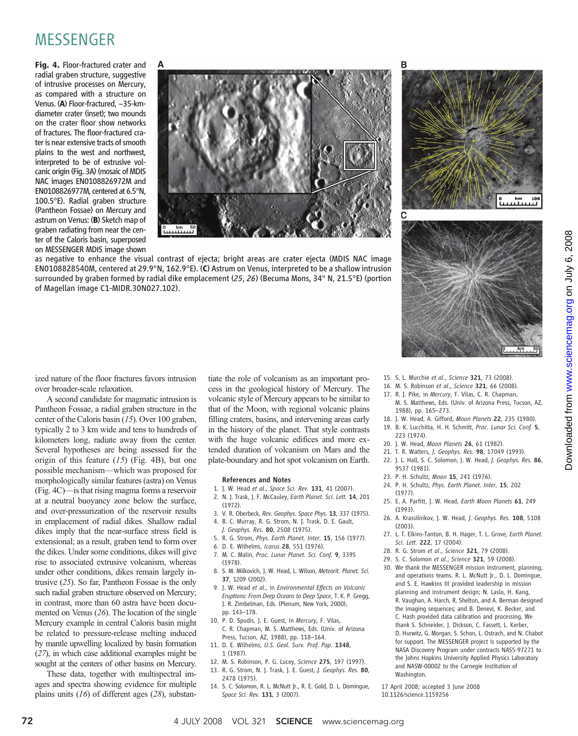**Fig. 4.** Floor-fractured crater and radial graben structure, suggestive of intrusive processes on Mercury, as compared with a structure on Venus. (**A**) Floor-fractured, ~35-km-diameter crater (inset); two mounds on the crater floor show networks of fractures. The floor-fractured crater is near extensive tracts of smooth plains to the west and northwest, interpreted to be of extrusive volcanic origin (Fig. 3A) (mosaic of MDIS NAC images EN0108826972M and EN0108826977M, centered at 6.5°N, 100.5°E). Radial graben structure (Pantheon Fossae) on Mercury and astrum on Venus: (**B**) Sketch map of graben radiating from near the center of the Caloris basin, superposed on MESSENGER MDIS image shown as negative to enhance the visual contrast of ejecta; bright areas are crater ejecta (MDIS NAC image EN0108828540M, centered at 29.9°N, 162.9°E). (**C**) Astrum on Venus, interpreted to be a shallow intrusion surrounded by graben formed by radial dike emplacement (*25*, *26*) (Becuma Mons, 34° N, 21.5°E) (portion of Magellan image C1-MIDR.30N027.102).

ized nature of the floor fractures favors intrusion over broader-scale relaxation.

A second candidate for magmatic intrusion is Pantheon Fossae, a radial graben structure in the center of the Caloris basin (*15*). Over 100 graben, typically 2 to 3 km wide and tens to hundreds of kilometers long, radiate away from the center. Several hypotheses are being assessed for the origin of this feature (*15*) (Fig. 4B), but one possible mechanism—which was proposed for morphologically similar features (astra) on Venus (Fig. 4C)—is that rising magma forms a reservoir at a neutral buoyancy zone below the surface, and over-pressurization of the reservoir results in emplacement of radial dikes. Shallow radial dikes imply that the near-surface stress field is extensional; as a result, graben tend to form over the dikes. Under some conditions, dikes will give rise to associated extrusive volcanism, whereas under other conditions, dikes remain largely intrusive (*25*). So far, Pantheon Fossae is the only such radial graben structure observed on Mercury; in contrast, more than 60 astra have been documented on Venus (*26*). The location of the single Mercury example in central Caloris basin might be related to pressure-release melting induced by mantle upwelling localized by basin formation (*27*), in which case additional examples might be sought at the centers of other basins on Mercury.

These data, together with multispectral images and spectra showing evidence for multiple plains units (*16*) of different ages (*28*), substantiate the role of volcanism as an important process in the geological history of Mercury. The volcanic style of Mercury appears to be similar to that of the Moon, with regional volcanic plains filling craters, basins, and intervening areas early in the history of the planet. That style contrasts with the huge volcanic edifices and more extended duration of volcanism on Mars and the plate-boundary and hot spot volcanism on Earth.

### References and Notes

1. J. W. Head *et al.*, *Space Sci. Rev.* **131**, 41 (2007).
2. N. J. Trask, J. F. McCauley, *Earth Planet. Sci. Lett.* **14**, 201 (1972).
3. V. R. Oberbeck, *Rev. Geophys. Space Phys.* **13**, 337 (1975).
4. B. C. Murray, R. G. Strom, N. J. Trask, D. E. Gault, *J. Geophys. Res.* **80**, 2508 (1975).
5. R. G. Strom, *Phys. Earth Planet. Inter.* **15**, 156 (1977).
6. D. E. Wilhelms, *Icarus* **28**, 551 (1976).
7. M. C. Malin, *Proc. Lunar Planet. Sci. Conf.* **9**, 3395 (1978).
8. S. M. Milkovich, J. W. Head, L. Wilson, *Meteorit. Planet. Sci.* **37**, 1209 (2002).
9. J. W. Head *et al.*, in *Environmental Effects on Volcanic Eruptions: From Deep Oceans to Deep Space*, T. K. P. Gregg, J. R. Zimbelman, Eds. (Plenum, New York, 2000), pp. 143–178.
10. P. D. Spudis, J. E. Guest, in *Mercury*, F. Vilas, C. R. Chapman, M. S. Matthews, Eds. (Univ. of Arizona Press, Tucson, AZ, 1988), pp. 118–164.
11. D. E. Wilhelms, *U.S. Geol. Surv. Prof. Pap.* **1348**, 1 (1987).
12. M. S. Robinson, P. G. Lucey, *Science* **275**, 197 (1997).
13. R. G. Strom, N. J. Trask, J. E. Guest, *J. Geophys. Res.* **80**, 2478 (1975).
14. S. C. Solomon, R. L. McNutt Jr., R. E. Gold, D. L. Domingue, *Space Sci. Rev.* **131**, 3 (2007).
15. S. L. Murchie *et al.*, *Science* **321**, 73 (2008).
16. M. S. Robinson *et al.*, *Science* **321**, 66 (2008).
17. R. J. Pike, in *Mercury*, F. Vilas, C. R. Chapman, M. S. Matthews, Eds. (Univ. of Arizona Press, Tucson, AZ, 1988), pp. 165–273.
18. J. W. Head, A. Gifford, *Moon Planets* **22**, 235 (1980).
19. B. K. Lucchitta, H. H. Schmitt, *Proc. Lunar Sci. Conf.* **5**, 223 (1974).
20. J. W. Head, *Moon Planets* **26**, 61 (1982).
21. T. R. Watters, *J. Geophys. Res.* **98**, 17049 (1993).
22. J. L. Hall, S. C. Solomon, J. W. Head, *J. Geophys. Res.* **86**, 9537 (1981).
23. P. H. Schultz, *Moon* **15**, 241 (1976).
24. P. H. Schultz, *Phys. Earth Planet. Inter.* **15**, 202 (1977).
25. E. A. Parfitt, J. W. Head, *Earth Moon Planets* **61**, 249 (1993).
26. A. Krassilnikov, J. W. Head, *J. Geophys. Res.* **108**, 5108 (2003).
27. L. T. Elkins-Tanton, B. H. Hager, T. L. Grove, *Earth Planet. Sci. Lett.* **222**, 17 (2004).
28. R. G. Strom *et al.*, *Science* **321**, 79 (2008).
29. S. C. Solomon *et al.*, *Science* **321**, 59 (2008).
30. We thank the MESSENGER mission instrument, planning, and operations teams. R. L. McNutt Jr., D. L. Domingue, and S. E. Hawkins III provided leadership in mission planning and instrument design; N. Laslo, H. Kang, R. Vaughan, A. Harch, R. Shelton, and A. Berman designed the imaging sequences; and B. Denevi, K. Becker, and C. Hash provided data calibration and processing. We thank S. Schneider, J. Dickson, C. Fassett, L. Kerber, D. Hurwitz, G. Morgan, S. Schon, L. Ostrach, and N. Chabot for support. The MESSENGER project is supported by the NASA Discovery Program under contracts NAS5-97271 to the Johns Hopkins University Applied Physics Laboratory and NASW-00002 to the Carnegie Institution of Washington.

17 April 2008; accepted 3 June 2008
10.1126/science.1159256